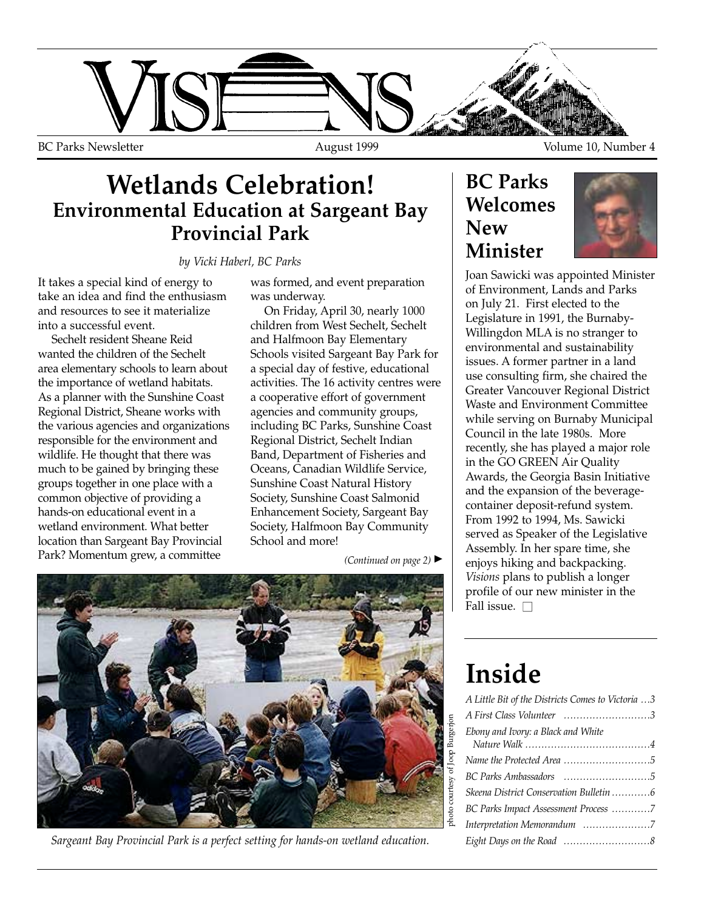# VISIONS

BC Parks Newsletter August 1999 Volume 10, Number 4

## Wetlands Celebration!
### Environmental Education at Sargeant Bay Provincial Park

*by Vicki Haberl, BC Parks*

It takes a special kind of energy to take an idea and find the enthusiasm and resources to see it materialize into a successful event.

Sechelt resident Sheane Reid wanted the children of the Sechelt area elementary schools to learn about the importance of wetland habitats. As a planner with the Sunshine Coast Regional District, Sheane works with the various agencies and organizations responsible for the environment and wildlife. He thought that there was much to be gained by bringing these groups together in one place with a common objective of providing a hands-on educational event in a wetland environment. What better location than Sargeant Bay Provincial Park? Momentum grew, a committee was formed, and event preparation was underway.

On Friday, April 30, nearly 1000 children from West Sechelt, Sechelt and Halfmoon Bay Elementary Schools visited Sargeant Bay Park for a special day of festive, educational activities. The 16 activity centres were a cooperative effort of government agencies and community groups, including BC Parks, Sunshine Coast Regional District, Sechelt Indian Band, Department of Fisheries and Oceans, Canadian Wildlife Service, Sunshine Coast Natural History Society, Sunshine Coast Salmonid Enhancement Society, Sargeant Bay Society, Halfmoon Bay Community School and more!

*(Continued on page 2)* ►

photo courtesy of Joop Burgerjon

*Sargeant Bay Provincial Park is a perfect setting for hands-on wetland education.*

## BC Parks Welcomes New Minister

Joan Sawicki was appointed Minister of Environment, Lands and Parks on July 21. First elected to the Legislature in 1991, the Burnaby-Willingdon MLA is no stranger to environmental and sustainability issues. A former partner in a land use consulting firm, she chaired the Greater Vancouver Regional District Waste and Environment Committee while serving on Burnaby Municipal Council in the late 1980s. More recently, she has played a major role in the GO GREEN Air Quality Awards, the Georgia Basin Initiative and the expansion of the beverage-container deposit-refund system. From 1992 to 1994, Ms. Sawicki served as Speaker of the Legislative Assembly. In her spare time, she enjoys hiking and backpacking. *Visions* plans to publish a longer profile of our new minister in the Fall issue. □

## Inside

- *A Little Bit of the Districts Comes to Victoria* …3
- *A First Class Volunteer* …3
- *Ebony and Ivory: a Black and White Nature Walk* …4
- *Name the Protected Area* …5
- *BC Parks Ambassadors* …5
- *Skeena District Conservation Bulletin* …6
- *BC Parks Impact Assessment Process* …7
- *Interpretation Memorandum* …7
- *Eight Days on the Road* …8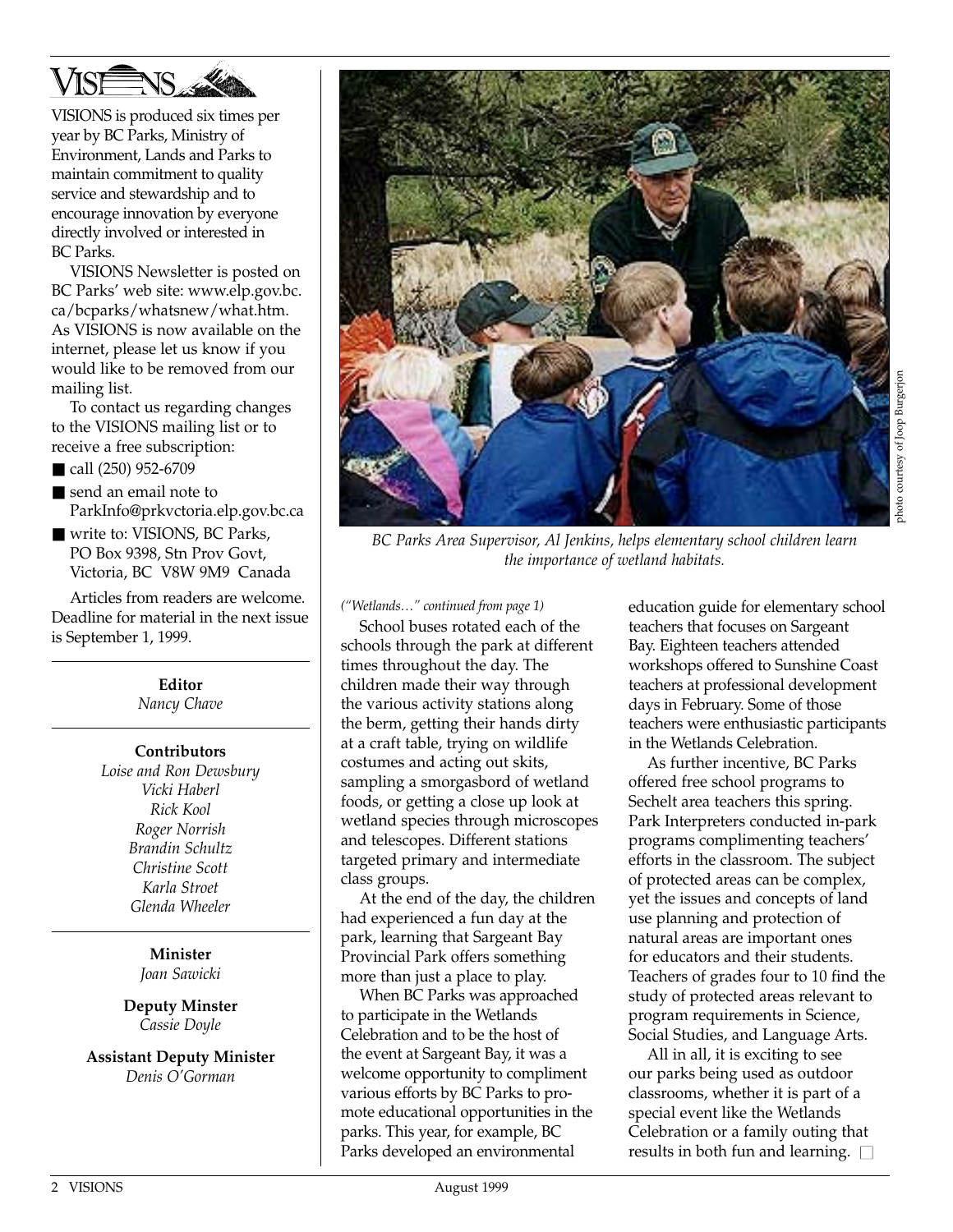# VISIONS

VISIONS is produced six times per year by BC Parks, Ministry of Environment, Lands and Parks to maintain commitment to quality service and stewardship and to encourage innovation by everyone directly involved or interested in BC Parks.

VISIONS Newsletter is posted on BC Parks' web site: www.elp.gov.bc.ca/bcparks/whatsnew/what.htm. As VISIONS is now available on the internet, please let us know if you would like to be removed from our mailing list.

To contact us regarding changes to the VISIONS mailing list or to receive a free subscription:

- call (250) 952-6709
- send an email note to ParkInfo@prkvctoria.elp.gov.bc.ca
- write to: VISIONS, BC Parks, PO Box 9398, Stn Prov Govt, Victoria, BC V8W 9M9 Canada

Articles from readers are welcome. Deadline for material in the next issue is September 1, 1999.

**Editor**
*Nancy Chave*

**Contributors**
*Loise and Ron Dewsbury*
*Vicki Haberl*
*Rick Kool*
*Roger Norrish*
*Brandin Schultz*
*Christine Scott*
*Karla Stroet*
*Glenda Wheeler*

**Minister**
*Joan Sawicki*

**Deputy Minster**
*Cassie Doyle*

**Assistant Deputy Minister**
*Denis O'Gorman*

photo courtesy of Joop Burgerjon

*BC Parks Area Supervisor, Al Jenkins, helps elementary school children learn the importance of wetland habitats.*

*("Wetlands…" continued from page 1)*

School buses rotated each of the schools through the park at different times throughout the day. The children made their way through the various activity stations along the berm, getting their hands dirty at a craft table, trying on wildlife costumes and acting out skits, sampling a smorgasbord of wetland foods, or getting a close up look at wetland species through microscopes and telescopes. Different stations targeted primary and intermediate class groups.

At the end of the day, the children had experienced a fun day at the park, learning that Sargeant Bay Provincial Park offers something more than just a place to play.

When BC Parks was approached to participate in the Wetlands Celebration and to be the host of the event at Sargeant Bay, it was a welcome opportunity to compliment various efforts by BC Parks to promote educational opportunities in the parks. This year, for example, BC Parks developed an environmental education guide for elementary school teachers that focuses on Sargeant Bay. Eighteen teachers attended workshops offered to Sunshine Coast teachers at professional development days in February. Some of those teachers were enthusiastic participants in the Wetlands Celebration.

As further incentive, BC Parks offered free school programs to Sechelt area teachers this spring. Park Interpreters conducted in-park programs complimenting teachers' efforts in the classroom. The subject of protected areas can be complex, yet the issues and concepts of land use planning and protection of natural areas are important ones for educators and their students. Teachers of grades four to 10 find the study of protected areas relevant to program requirements in Science, Social Studies, and Language Arts.

All in all, it is exciting to see our parks being used as outdoor classrooms, whether it is part of a special event like the Wetlands Celebration or a family outing that results in both fun and learning. □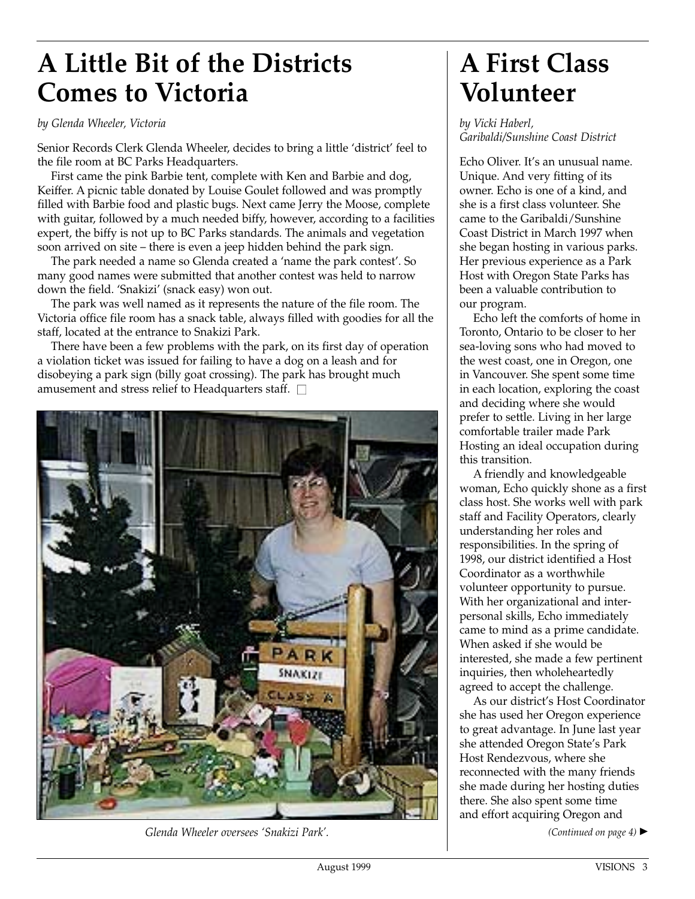# A Little Bit of the Districts Comes to Victoria

*by Glenda Wheeler, Victoria*

Senior Records Clerk Glenda Wheeler, decides to bring a little 'district' feel to the file room at BC Parks Headquarters.

First came the pink Barbie tent, complete with Ken and Barbie and dog, Keiffer. A picnic table donated by Louise Goulet followed and was promptly filled with Barbie food and plastic bugs. Next came Jerry the Moose, complete with guitar, followed by a much needed biffy, however, according to a facilities expert, the biffy is not up to BC Parks standards. The animals and vegetation soon arrived on site – there is even a jeep hidden behind the park sign.

The park needed a name so Glenda created a 'name the park contest'. So many good names were submitted that another contest was held to narrow down the field. 'Snakizi' (snack easy) won out.

The park was well named as it represents the nature of the file room. The Victoria office file room has a snack table, always filled with goodies for all the staff, located at the entrance to Snakizi Park.

There have been a few problems with the park, on its first day of operation a violation ticket was issued for failing to have a dog on a leash and for disobeying a park sign (billy goat crossing). The park has brought much amusement and stress relief to Headquarters staff. □

*Glenda Wheeler oversees 'Snakizi Park'.*

# A First Class Volunteer

*by Vicki Haberl, Garibaldi/Sunshine Coast District*

Echo Oliver. It's an unusual name. Unique. And very fitting of its owner. Echo is one of a kind, and she is a first class volunteer. She came to the Garibaldi/Sunshine Coast District in March 1997 when she began hosting in various parks. Her previous experience as a Park Host with Oregon State Parks has been a valuable contribution to our program.

Echo left the comforts of home in Toronto, Ontario to be closer to her sea-loving sons who had moved to the west coast, one in Oregon, one in Vancouver. She spent some time in each location, exploring the coast and deciding where she would prefer to settle. Living in her large comfortable trailer made Park Hosting an ideal occupation during this transition.

A friendly and knowledgeable woman, Echo quickly shone as a first class host. She works well with park staff and Facility Operators, clearly understanding her roles and responsibilities. In the spring of 1998, our district identified a Host Coordinator as a worthwhile volunteer opportunity to pursue. With her organizational and inter-personal skills, Echo immediately came to mind as a prime candidate. When asked if she would be interested, she made a few pertinent inquiries, then wholeheartedly agreed to accept the challenge.

As our district's Host Coordinator she has used her Oregon experience to great advantage. In June last year she attended Oregon State's Park Host Rendezvous, where she reconnected with the many friends she made during her hosting duties there. She also spent some time and effort acquiring Oregon and

*(Continued on page 4)* ►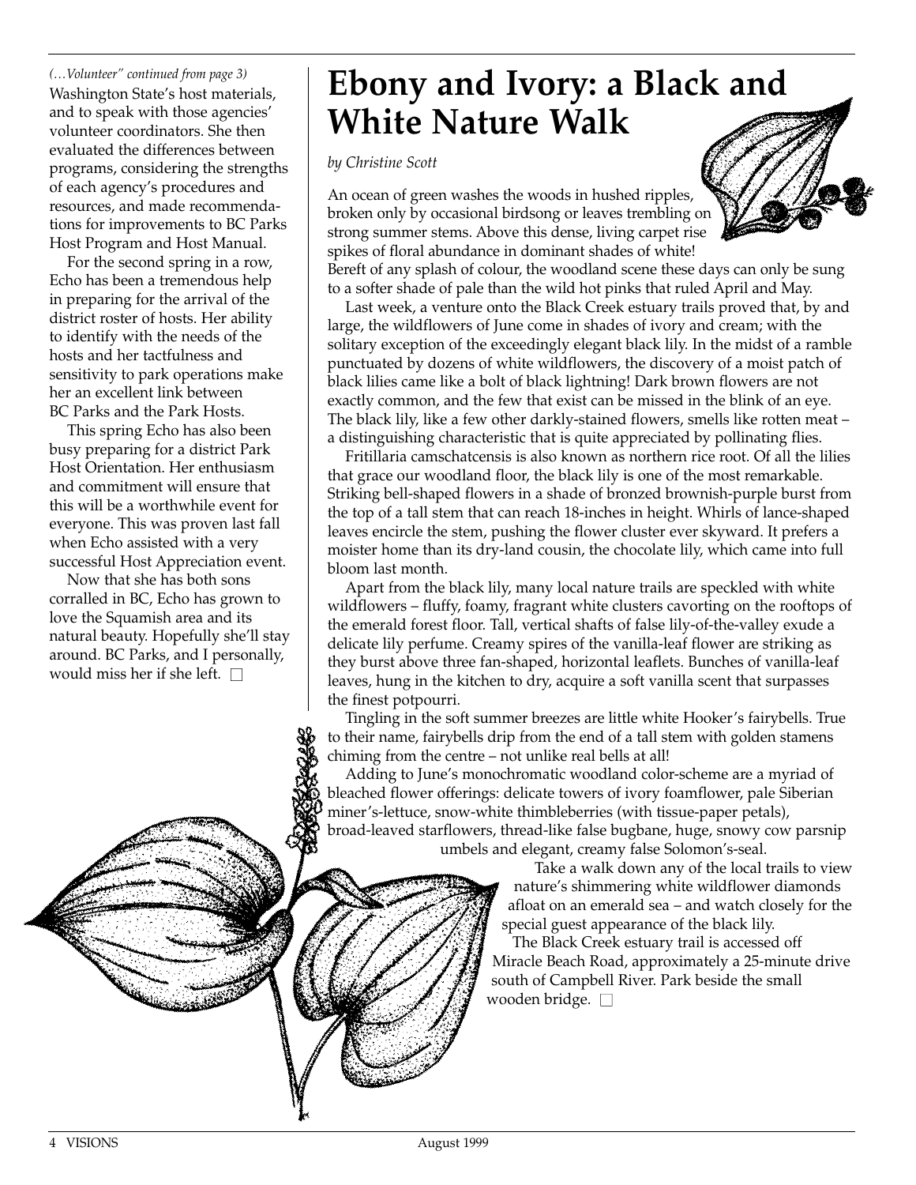*(…Volunteer" continued from page 3)*

Washington State's host materials, and to speak with those agencies' volunteer coordinators. She then evaluated the differences between programs, considering the strengths of each agency's procedures and resources, and made recommendations for improvements to BC Parks Host Program and Host Manual.

For the second spring in a row, Echo has been a tremendous help in preparing for the arrival of the district roster of hosts. Her ability to identify with the needs of the hosts and her tactfulness and sensitivity to park operations make her an excellent link between BC Parks and the Park Hosts.

This spring Echo has also been busy preparing for a district Park Host Orientation. Her enthusiasm and commitment will ensure that this will be a worthwhile event for everyone. This was proven last fall when Echo assisted with a very successful Host Appreciation event.

Now that she has both sons corralled in BC, Echo has grown to love the Squamish area and its natural beauty. Hopefully she'll stay around. BC Parks, and I personally, would miss her if she left. □

# Ebony and Ivory: a Black and White Nature Walk

*by Christine Scott*

An ocean of green washes the woods in hushed ripples, broken only by occasional birdsong or leaves trembling on strong summer stems. Above this dense, living carpet rise spikes of floral abundance in dominant shades of white! Bereft of any splash of colour, the woodland scene these days can only be sung to a softer shade of pale than the wild hot pinks that ruled April and May.

Last week, a venture onto the Black Creek estuary trails proved that, by and large, the wildflowers of June come in shades of ivory and cream; with the solitary exception of the exceedingly elegant black lily. In the midst of a ramble punctuated by dozens of white wildflowers, the discovery of a moist patch of black lilies came like a bolt of black lightning! Dark brown flowers are not exactly common, and the few that exist can be missed in the blink of an eye. The black lily, like a few other darkly-stained flowers, smells like rotten meat – a distinguishing characteristic that is quite appreciated by pollinating flies.

Fritillaria camschatcensis is also known as northern rice root. Of all the lilies that grace our woodland floor, the black lily is one of the most remarkable. Striking bell-shaped flowers in a shade of bronzed brownish-purple burst from the top of a tall stem that can reach 18-inches in height. Whirls of lance-shaped leaves encircle the stem, pushing the flower cluster ever skyward. It prefers a moister home than its dry-land cousin, the chocolate lily, which came into full bloom last month.

Apart from the black lily, many local nature trails are speckled with white wildflowers – fluffy, foamy, fragrant white clusters cavorting on the rooftops of the emerald forest floor. Tall, vertical shafts of false lily-of-the-valley exude a delicate lily perfume. Creamy spires of the vanilla-leaf flower are striking as they burst above three fan-shaped, horizontal leaflets. Bunches of vanilla-leaf leaves, hung in the kitchen to dry, acquire a soft vanilla scent that surpasses the finest potpourri.

Tingling in the soft summer breezes are little white Hooker's fairybells. True to their name, fairybells drip from the end of a tall stem with golden stamens chiming from the centre – not unlike real bells at all!

Adding to June's monochromatic woodland color-scheme are a myriad of bleached flower offerings: delicate towers of ivory foamflower, pale Siberian miner's-lettuce, snow-white thimbleberries (with tissue-paper petals), broad-leaved starflowers, thread-like false bugbane, huge, snowy cow parsnip umbels and elegant, creamy false Solomon's-seal.

Take a walk down any of the local trails to view nature's shimmering white wildflower diamonds afloat on an emerald sea – and watch closely for the special guest appearance of the black lily.

The Black Creek estuary trail is accessed off Miracle Beach Road, approximately a 25-minute drive south of Campbell River. Park beside the small wooden bridge. □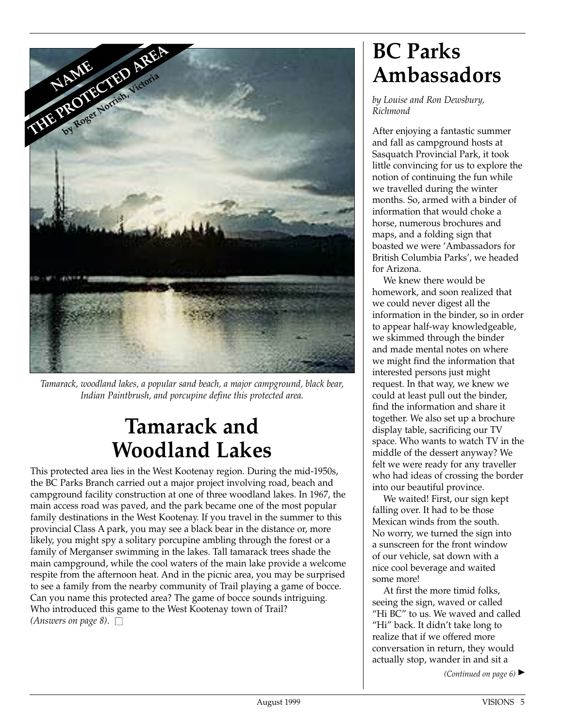NAME THE PROTECTED AREA

*by Roger Norrish, Victoria*

*Tamarack, woodland lakes, a popular sand beach, a major campground, black bear, Indian Paintbrush, and porcupine define this protected area.*

# Tamarack and Woodland Lakes

This protected area lies in the West Kootenay region. During the mid-1950s, the BC Parks Branch carried out a major project involving road, beach and campground facility construction at one of three woodland lakes. In 1967, the main access road was paved, and the park became one of the most popular family destinations in the West Kootenay. If you travel in the summer to this provincial Class A park, you may see a black bear in the distance or, more likely, you might spy a solitary porcupine ambling through the forest or a family of Merganser swimming in the lakes. Tall tamarack trees shade the main campground, while the cool waters of the main lake provide a welcome respite from the afternoon heat. And in the picnic area, you may be surprised to see a family from the nearby community of Trail playing a game of bocce. Can you name this protected area? The game of bocce sounds intriguing. Who introduced this game to the West Kootenay town of Trail? *(Answers on page 8).* □

# BC Parks Ambassadors

*by Louise and Ron Dewsbury, Richmond*

After enjoying a fantastic summer and fall as campground hosts at Sasquatch Provincial Park, it took little convincing for us to explore the notion of continuing the fun while we travelled during the winter months. So, armed with a binder of information that would choke a horse, numerous brochures and maps, and a folding sign that boasted we were 'Ambassadors for British Columbia Parks', we headed for Arizona.

We knew there would be homework, and soon realized that we could never digest all the information in the binder, so in order to appear half-way knowledgeable, we skimmed through the binder and made mental notes on where we might find the information that interested persons just might request. In that way, we knew we could at least pull out the binder, find the information and share it together. We also set up a brochure display table, sacrificing our TV space. Who wants to watch TV in the middle of the dessert anyway? We felt we were ready for any traveller who had ideas of crossing the border into our beautiful province.

We waited! First, our sign kept falling over. It had to be those Mexican winds from the south. No worry, we turned the sign into a sunscreen for the front window of our vehicle, sat down with a nice cool beverage and waited some more!

At first the more timid folks, seeing the sign, waved or called "Hi BC" to us. We waved and called "Hi" back. It didn't take long to realize that if we offered more conversation in return, they would actually stop, wander in and sit a

*(Continued on page 6)* ►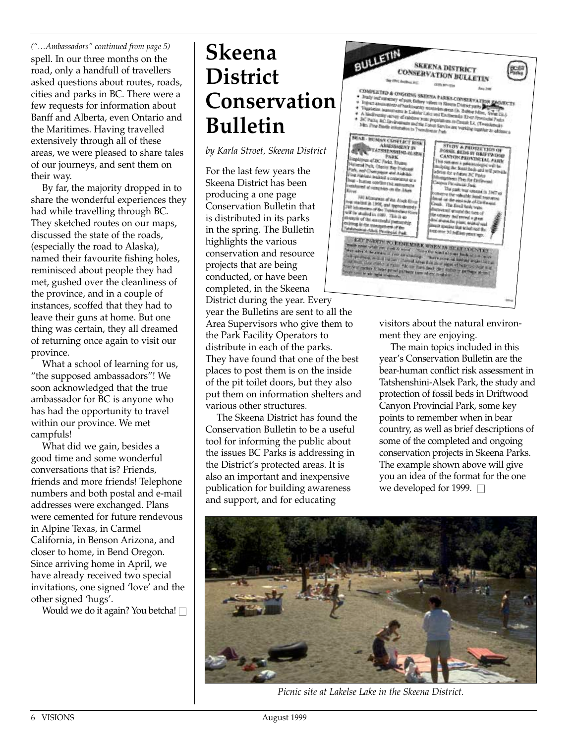*("…Ambassadors" continued from page 5)*

spell. In our three months on the road, only a handfull of travellers asked questions about routes, roads, cities and parks in BC. There were a few requests for information about Banff and Alberta, even Ontario and the Maritimes. Having travelled extensively through all of these areas, we were pleased to share tales of our journeys, and sent them on their way.

By far, the majority dropped in to share the wonderful experiences they had while travelling through BC. They sketched routes on our maps, discussed the state of the roads, (especially the road to Alaska), named their favourite fishing holes, reminisced about people they had met, gushed over the cleanliness of the province, and in a couple of instances, scoffed that they had to leave their guns at home. But one thing was certain, they all dreamed of returning once again to visit our province.

What a school of learning for us, "the supposed ambassadors"! We soon acknowledged that the true ambassador for BC is anyone who has had the opportunity to travel within our province. We met campfuls!

What did we gain, besides a good time and some wonderful conversations that is? Friends, friends and more friends! Telephone numbers and both postal and e-mail addresses were exchanged. Plans were cemented for future rendevous in Alpine Texas, in Carmel California, in Benson Arizona, and closer to home, in Bend Oregon. Since arriving home in April, we have already received two special invitations, one signed 'love' and the other signed 'hugs'.

Would we do it again? You betcha! □

# Skeena District Conservation Bulletin

*by Karla Stroet, Skeena District*

For the last few years the Skeena District has been producing a one page Conservation Bulletin that is distributed in its parks in the spring. The Bulletin highlights the various conservation and resource projects that are being conducted, or have been completed, in the Skeena District during the year. Every year the Bulletins are sent to all the Area Supervisors who give them to the Park Facility Operators to distribute in each of the parks. They have found that one of the best places to post them is on the inside of the pit toilet doors, but they also put them on information shelters and various other structures.

The Skeena District has found the Conservation Bulletin to be a useful tool for informing the public about the issues BC Parks is addressing in the District's protected areas. It is also an important and inexpensive publication for building awareness and support, and for educating visitors about the natural environment they are enjoying.

The main topics included in this year's Conservation Bulletin are the bear-human conflict risk assessment in Tatshenshini-Alsek Park, the study and protection of fossil beds in Driftwood Canyon Provincial Park, some key points to remember when in bear country, as well as brief descriptions of some of the completed and ongoing conservation projects in Skeena Parks. The example shown above will give you an idea of the format for the one we developed for 1999. □

*Picnic site at Lakelse Lake in the Skeena District.*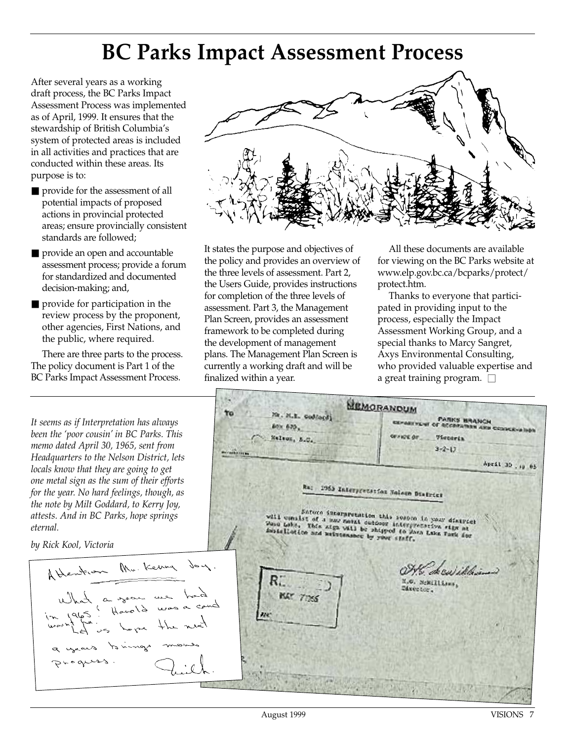# BC Parks Impact Assessment Process

After several years as a working draft process, the BC Parks Impact Assessment Process was implemented as of April, 1999. It ensures that the stewardship of British Columbia's system of protected areas is included in all activities and practices that are conducted within these areas. Its purpose is to:

- provide for the assessment of all potential impacts of proposed actions in provincial protected areas; ensure provincially consistent standards are followed;
- provide an open and accountable assessment process; provide a forum for standardized and documented decision-making; and,
- provide for participation in the review process by the proponent, other agencies, First Nations, and the public, where required.

There are three parts to the process. The policy document is Part 1 of the BC Parks Impact Assessment Process. It states the purpose and objectives of the policy and provides an overview of the three levels of assessment. Part 2, the Users Guide, provides instructions for completion of the three levels of assessment. Part 3, the Management Plan Screen, provides an assessment framework to be completed during the development of management plans. The Management Plan Screen is currently a working draft and will be finalized within a year.

All these documents are available for viewing on the BC Parks website at www.elp.gov.bc.ca/bcparks/protect/protect.htm.

Thanks to everyone that participated in providing input to the process, especially the Impact Assessment Working Group, and a special thanks to Marcy Sangret, Axys Environmental Consulting, who provided valuable expertise and a great training program. □

---

*It seems as if Interpretation has always been the 'poor cousin' in BC Parks. This memo dated April 30, 1965, sent from Headquarters to the Nelson District, lets locals know that they are going to get one metal sign as the sum of their efforts for the year. No hard feelings, though, as the note by Milt Goddard, to Kerry Joy, attests. And in BC Parks, hope springs eternal.*

*by Rick Kool, Victoria*

MEMORANDUM

To: Mr. M.E. Goddard, Box 633, Nelson, B.C.

PARKS BRANCH, Department of Recreation and Conservation

Office of: Victoria

3-2-17

April 30, 19 65

Re: 1965 Interpretation Nelson District

Nature interpretation this season in your district will consist of a new metal outdoor interpretative sign at Ward Lake. This sign will be shipped to Kokanee Lake Park for installation and maintenance by your staff.

H.G. McWilliams,
Director.

Attention Mr. Kerry Joy.
What a year we had in 1965! Harold was a card wasn't he. Let us hope the next 4 years brings more progress.
Milt.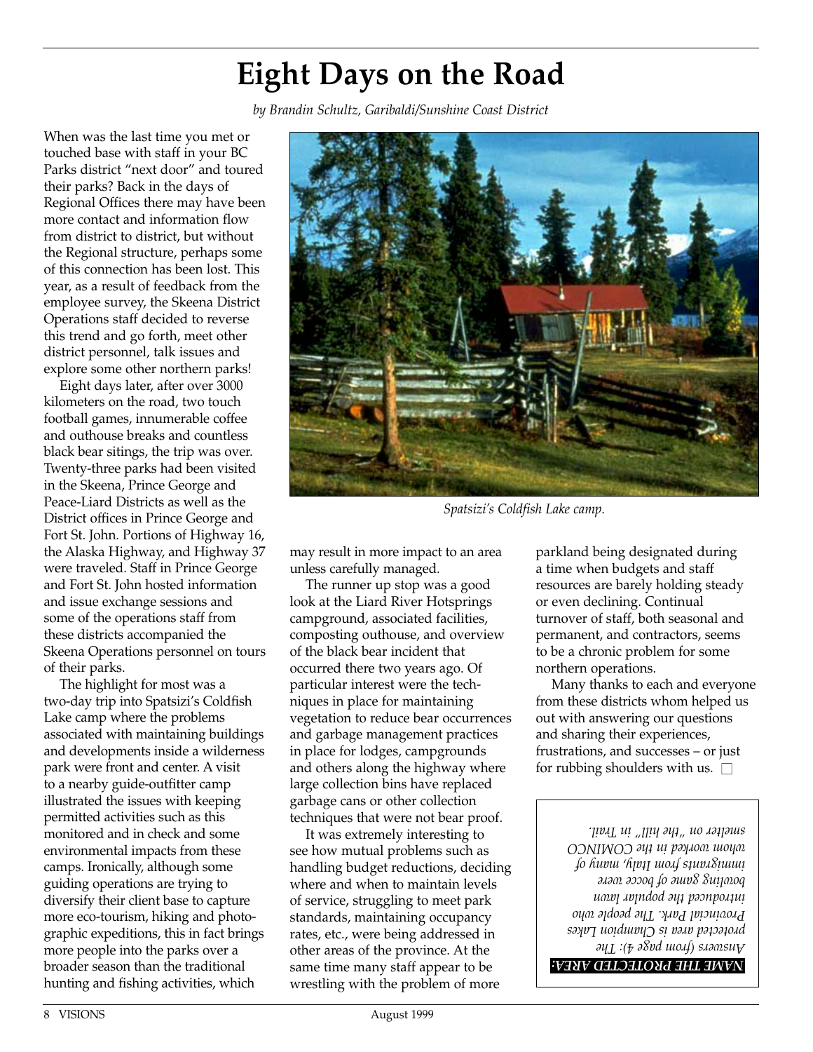# Eight Days on the Road

*by Brandin Schultz, Garibaldi/Sunshine Coast District*

When was the last time you met or touched base with staff in your BC Parks district "next door" and toured their parks? Back in the days of Regional Offices there may have been more contact and information flow from district to district, but without the Regional structure, perhaps some of this connection has been lost. This year, as a result of feedback from the employee survey, the Skeena District Operations staff decided to reverse this trend and go forth, meet other district personnel, talk issues and explore some other northern parks!

Eight days later, after over 3000 kilometers on the road, two touch football games, innumerable coffee and outhouse breaks and countless black bear sitings, the trip was over. Twenty-three parks had been visited in the Skeena, Prince George and Peace-Liard Districts as well as the District offices in Prince George and Fort St. John. Portions of Highway 16, the Alaska Highway, and Highway 37 were traveled. Staff in Prince George and Fort St. John hosted information and issue exchange sessions and some of the operations staff from these districts accompanied the Skeena Operations personnel on tours of their parks.

The highlight for most was a two-day trip into Spatsizi's Coldfish Lake camp where the problems associated with maintaining buildings and developments inside a wilderness park were front and center. A visit to a nearby guide-outfitter camp illustrated the issues with keeping permitted activities such as this monitored and in check and some environmental impacts from these camps. Ironically, although some guiding operations are trying to diversify their client base to capture more eco-tourism, hiking and photographic expeditions, this in fact brings more people into the parks over a broader season than the traditional hunting and fishing activities, which may result in more impact to an area unless carefully managed.

*Spatsizi's Coldfish Lake camp.*

The runner up stop was a good look at the Liard River Hotsprings campground, associated facilities, composting outhouse, and overview of the black bear incident that occurred there two years ago. Of particular interest were the techniques in place for maintaining vegetation to reduce bear occurrences and garbage management practices in place for lodges, campgrounds and others along the highway where large collection bins have replaced garbage cans or other collection techniques that were not bear proof.

It was extremely interesting to see how mutual problems such as handling budget reductions, deciding where and when to maintain levels of service, struggling to meet park standards, maintaining occupancy rates, etc., were being addressed in other areas of the province. At the same time many staff appear to be wrestling with the problem of more parkland being designated during a time when budgets and staff resources are barely holding steady or even declining. Continual turnover of staff, both seasonal and permanent, and contractors, seems to be a chronic problem for some northern operations.

Many thanks to each and everyone from these districts whom helped us out with answering our questions and sharing their experiences, frustrations, and successes – or just for rubbing shoulders with us. □

**NAME THE PROTECTED AREA:**

*Answers (from page 4): The protected area is Champion Lakes Provincial Park. The people who introduced the popular lawn bowling game of bocce were imigrants from Italy, many of whom worked in the COMINCO smelter on "the hill" in Trail.*